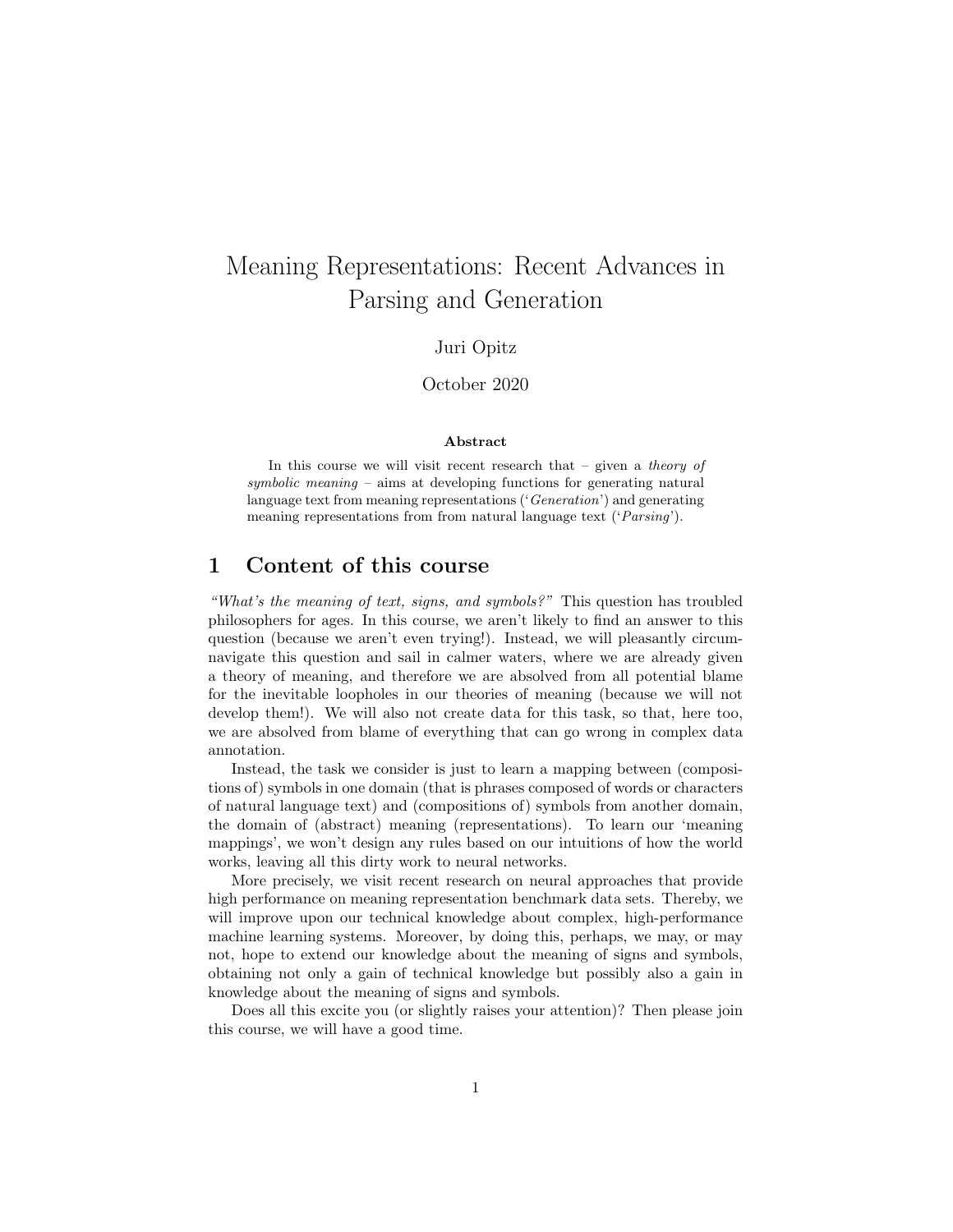# Meaning Representations: Recent Advances in Parsing and Generation

Juri Opitz

October 2020

**Abstract**

In this course we will visit recent research that – given a *theory of symbolic meaning* – aims at developing functions for generating natural language text from meaning representations (‘*Generation*’) and generating meaning representations from from natural language text (‘*Parsing*’).

## 1 Content of this course

*“What’s the meaning of text, signs, and symbols?”* This question has troubled philosophers for ages. In this course, we aren’t likely to find an answer to this question (because we aren’t even trying!). Instead, we will pleasantly circumnavigate this question and sail in calmer waters, where we are already given a theory of meaning, and therefore we are absolved from all potential blame for the inevitable loopholes in our theories of meaning (because we will not develop them!). We will also not create data for this task, so that, here too, we are absolved from blame of everything that can go wrong in complex data annotation.

Instead, the task we consider is just to learn a mapping between (compositions of) symbols in one domain (that is phrases composed of words or characters of natural language text) and (compositions of) symbols from another domain, the domain of (abstract) meaning (representations). To learn our ‘meaning mappings’, we won’t design any rules based on our intuitions of how the world works, leaving all this dirty work to neural networks.

More precisely, we visit recent research on neural approaches that provide high performance on meaning representation benchmark data sets. Thereby, we will improve upon our technical knowledge about complex, high-performance machine learning systems. Moreover, by doing this, perhaps, we may, or may not, hope to extend our knowledge about the meaning of signs and symbols, obtaining not only a gain of technical knowledge but possibly also a gain in knowledge about the meaning of signs and symbols.

Does all this excite you (or slightly raises your attention)? Then please join this course, we will have a good time.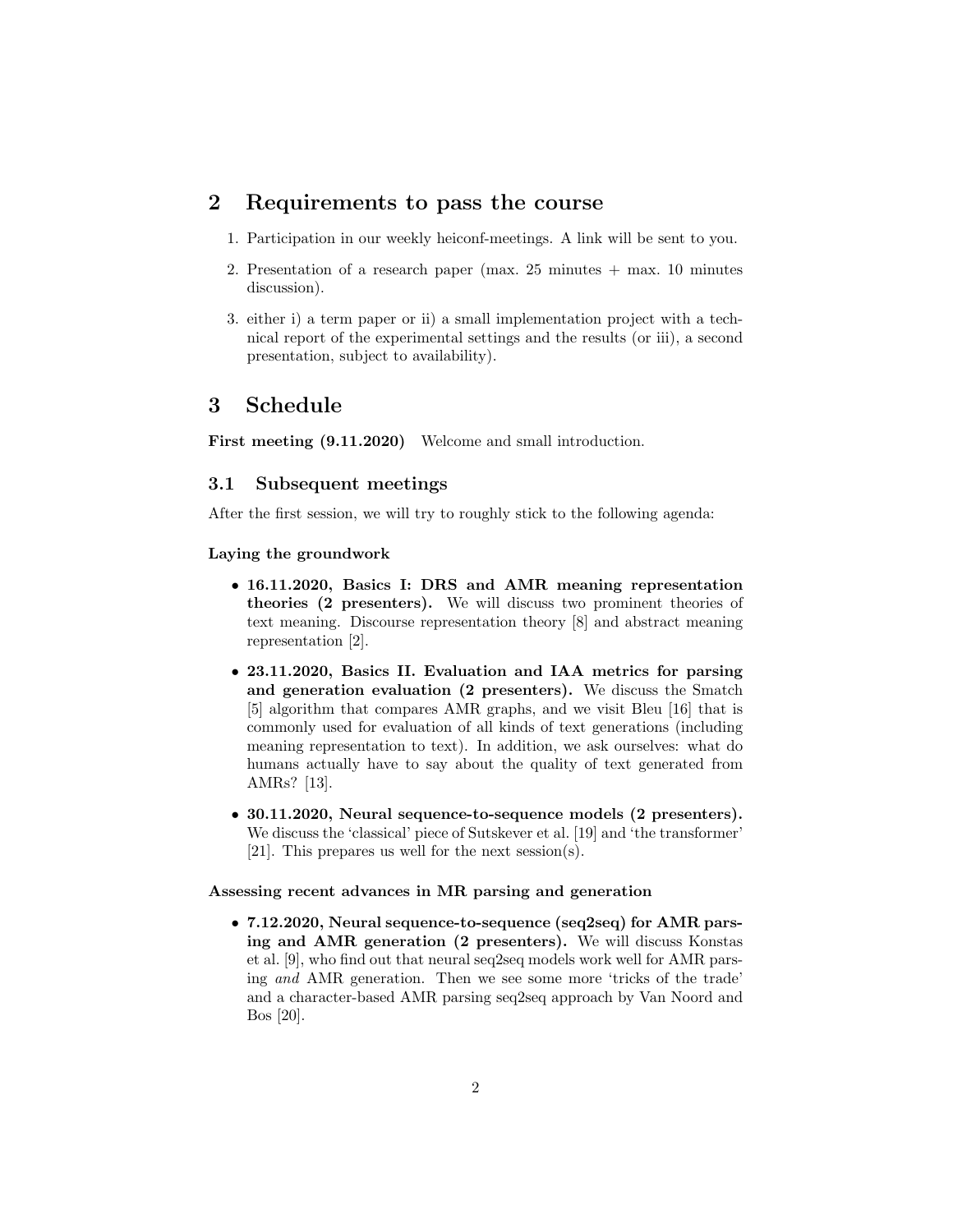## 2 Requirements to pass the course

1. Participation in our weekly heiconf-meetings. A link will be sent to you.
2. Presentation of a research paper (max. 25 minutes + max. 10 minutes discussion).
3. either i) a term paper or ii) a small implementation project with a technical report of the experimental settings and the results (or iii), a second presentation, subject to availability).

## 3 Schedule

**First meeting (9.11.2020)** Welcome and small introduction.

### 3.1 Subsequent meetings

After the first session, we will try to roughly stick to the following agenda:

#### Laying the groundwork

- **16.11.2020, Basics I: DRS and AMR meaning representation theories (2 presenters).** We will discuss two prominent theories of text meaning. Discourse representation theory [8] and abstract meaning representation [2].
- **23.11.2020, Basics II. Evaluation and IAA metrics for parsing and generation evaluation (2 presenters).** We discuss the Smatch [5] algorithm that compares AMR graphs, and we visit Bleu [16] that is commonly used for evaluation of all kinds of text generations (including meaning representation to text). In addition, we ask ourselves: what do humans actually have to say about the quality of text generated from AMRs? [13].
- **30.11.2020, Neural sequence-to-sequence models (2 presenters).** We discuss the 'classical' piece of Sutskever et al. [19] and 'the transformer' [21]. This prepares us well for the next session(s).

#### Assessing recent advances in MR parsing and generation

- **7.12.2020, Neural sequence-to-sequence (seq2seq) for AMR parsing and AMR generation (2 presenters).** We will discuss Konstas et al. [9], who find out that neural seq2seq models work well for AMR parsing *and* AMR generation. Then we see some more 'tricks of the trade' and a character-based AMR parsing seq2seq approach by Van Noord and Bos [20].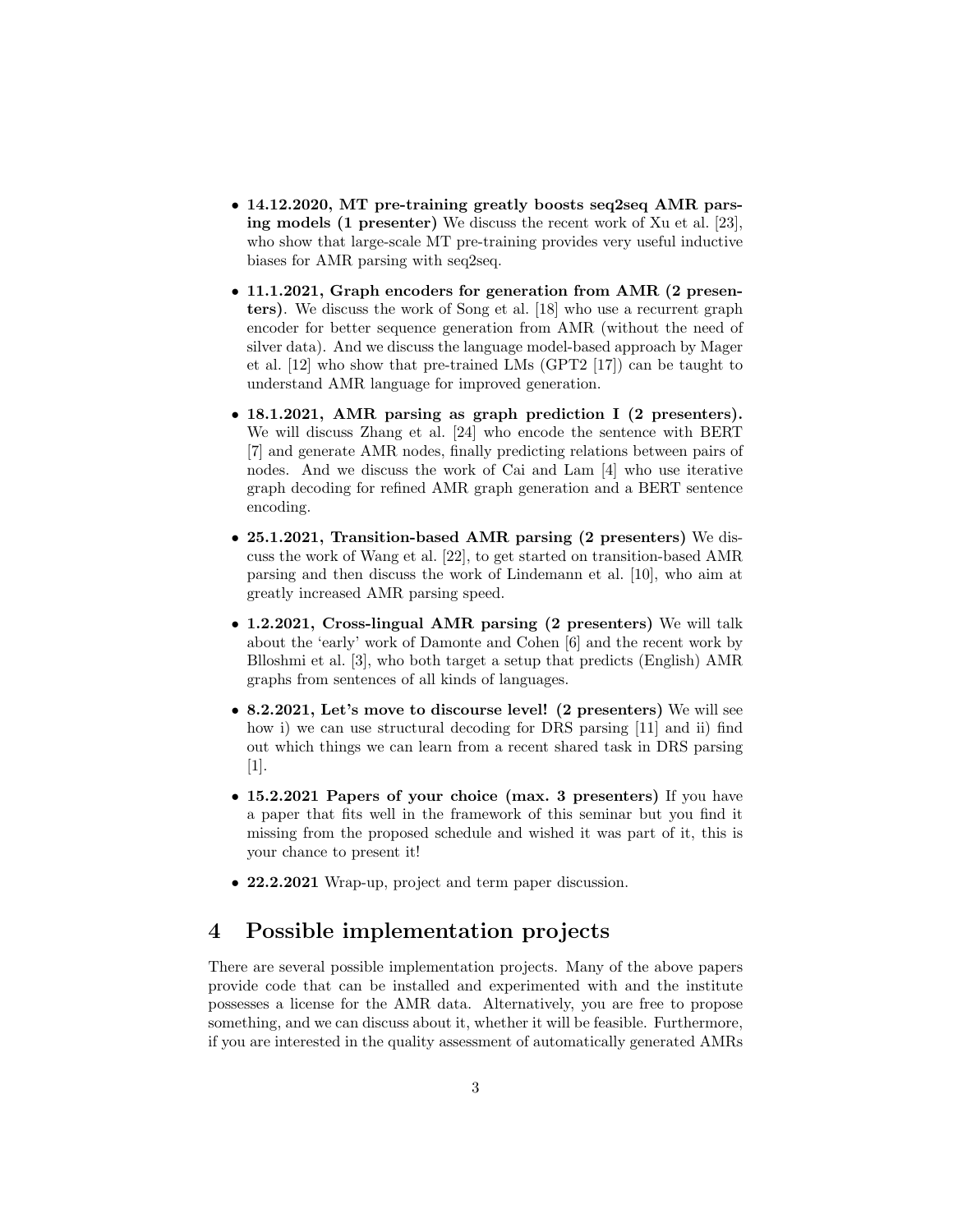- **14.12.2020, MT pre-training greatly boosts seq2seq AMR parsing models (1 presenter)** We discuss the recent work of Xu et al. [23], who show that large-scale MT pre-training provides very useful inductive biases for AMR parsing with seq2seq.
- **11.1.2021, Graph encoders for generation from AMR (2 presenters)**. We discuss the work of Song et al. [18] who use a recurrent graph encoder for better sequence generation from AMR (without the need of silver data). And we discuss the language model-based approach by Mager et al. [12] who show that pre-trained LMs (GPT2 [17]) can be taught to understand AMR language for improved generation.
- **18.1.2021, AMR parsing as graph prediction I (2 presenters).** We will discuss Zhang et al. [24] who encode the sentence with BERT [7] and generate AMR nodes, finally predicting relations between pairs of nodes. And we discuss the work of Cai and Lam [4] who use iterative graph decoding for refined AMR graph generation and a BERT sentence encoding.
- **25.1.2021, Transition-based AMR parsing (2 presenters)** We discuss the work of Wang et al. [22], to get started on transition-based AMR parsing and then discuss the work of Lindemann et al. [10], who aim at greatly increased AMR parsing speed.
- **1.2.2021, Cross-lingual AMR parsing (2 presenters)** We will talk about the 'early' work of Damonte and Cohen [6] and the recent work by Blloshmi et al. [3], who both target a setup that predicts (English) AMR graphs from sentences of all kinds of languages.
- **8.2.2021, Let's move to discourse level! (2 presenters)** We will see how i) we can use structural decoding for DRS parsing [11] and ii) find out which things we can learn from a recent shared task in DRS parsing [1].
- **15.2.2021 Papers of your choice (max. 3 presenters)** If you have a paper that fits well in the framework of this seminar but you find it missing from the proposed schedule and wished it was part of it, this is your chance to present it!
- **22.2.2021** Wrap-up, project and term paper discussion.

## 4 Possible implementation projects

There are several possible implementation projects. Many of the above papers provide code that can be installed and experimented with and the institute possesses a license for the AMR data. Alternatively, you are free to propose something, and we can discuss about it, whether it will be feasible. Furthermore, if you are interested in the quality assessment of automatically generated AMRs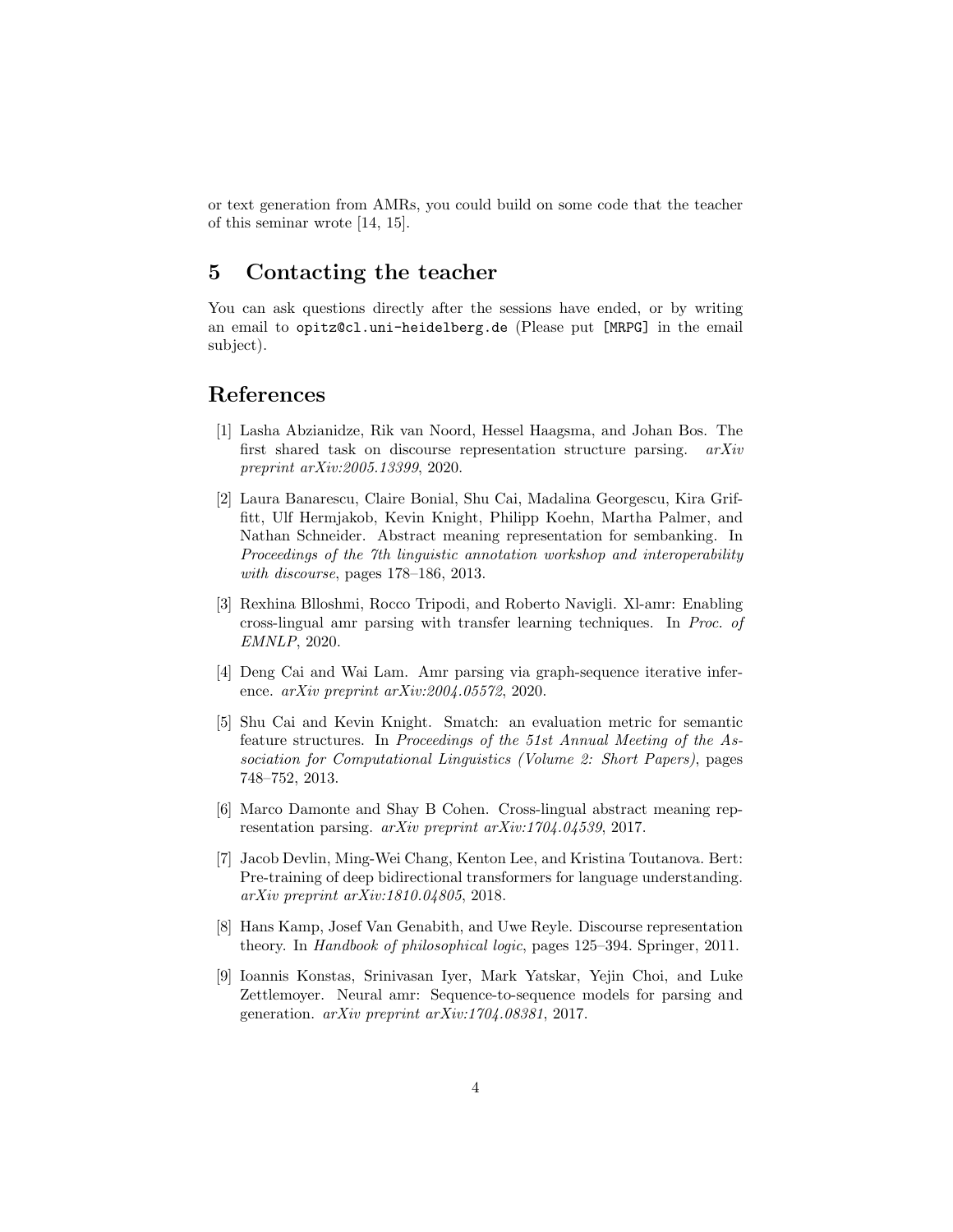or text generation from AMRs, you could build on some code that the teacher of this seminar wrote [14, 15].

## 5 Contacting the teacher

You can ask questions directly after the sessions have ended, or by writing an email to `opitz@cl.uni-heidelberg.de` (Please put `[MRPG]` in the email subject).

## References

[1] Lasha Abzianidze, Rik van Noord, Hessel Haagsma, and Johan Bos. The first shared task on discourse representation structure parsing. *arXiv preprint arXiv:2005.13399*, 2020.

[2] Laura Banarescu, Claire Bonial, Shu Cai, Madalina Georgescu, Kira Griffitt, Ulf Hermjakob, Kevin Knight, Philipp Koehn, Martha Palmer, and Nathan Schneider. Abstract meaning representation for sembanking. In *Proceedings of the 7th linguistic annotation workshop and interoperability with discourse*, pages 178–186, 2013.

[3] Rexhina Blloshmi, Rocco Tripodi, and Roberto Navigli. Xl-amr: Enabling cross-lingual amr parsing with transfer learning techniques. In *Proc. of EMNLP*, 2020.

[4] Deng Cai and Wai Lam. Amr parsing via graph-sequence iterative inference. *arXiv preprint arXiv:2004.05572*, 2020.

[5] Shu Cai and Kevin Knight. Smatch: an evaluation metric for semantic feature structures. In *Proceedings of the 51st Annual Meeting of the Association for Computational Linguistics (Volume 2: Short Papers)*, pages 748–752, 2013.

[6] Marco Damonte and Shay B Cohen. Cross-lingual abstract meaning representation parsing. *arXiv preprint arXiv:1704.04539*, 2017.

[7] Jacob Devlin, Ming-Wei Chang, Kenton Lee, and Kristina Toutanova. Bert: Pre-training of deep bidirectional transformers for language understanding. *arXiv preprint arXiv:1810.04805*, 2018.

[8] Hans Kamp, Josef Van Genabith, and Uwe Reyle. Discourse representation theory. In *Handbook of philosophical logic*, pages 125–394. Springer, 2011.

[9] Ioannis Konstas, Srinivasan Iyer, Mark Yatskar, Yejin Choi, and Luke Zettlemoyer. Neural amr: Sequence-to-sequence models for parsing and generation. *arXiv preprint arXiv:1704.08381*, 2017.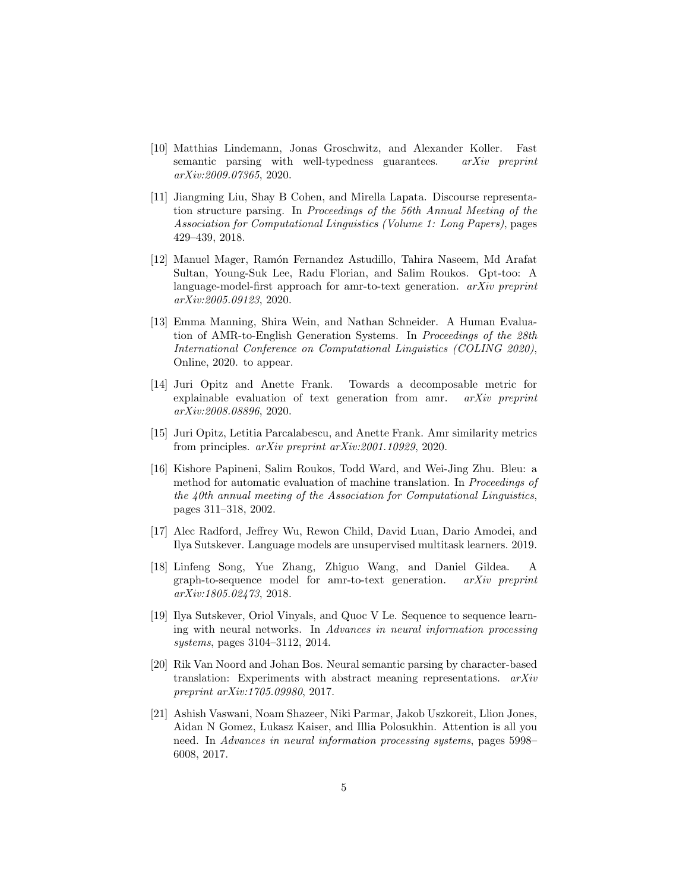[10] Matthias Lindemann, Jonas Groschwitz, and Alexander Koller. Fast semantic parsing with well-typedness guarantees. *arXiv preprint arXiv:2009.07365*, 2020.

[11] Jiangming Liu, Shay B Cohen, and Mirella Lapata. Discourse representation structure parsing. In *Proceedings of the 56th Annual Meeting of the Association for Computational Linguistics (Volume 1: Long Papers)*, pages 429–439, 2018.

[12] Manuel Mager, Ramón Fernandez Astudillo, Tahira Naseem, Md Arafat Sultan, Young-Suk Lee, Radu Florian, and Salim Roukos. Gpt-too: A language-model-first approach for amr-to-text generation. *arXiv preprint arXiv:2005.09123*, 2020.

[13] Emma Manning, Shira Wein, and Nathan Schneider. A Human Evaluation of AMR-to-English Generation Systems. In *Proceedings of the 28th International Conference on Computational Linguistics (COLING 2020)*, Online, 2020. to appear.

[14] Juri Opitz and Anette Frank. Towards a decomposable metric for explainable evaluation of text generation from amr. *arXiv preprint arXiv:2008.08896*, 2020.

[15] Juri Opitz, Letitia Parcalabescu, and Anette Frank. Amr similarity metrics from principles. *arXiv preprint arXiv:2001.10929*, 2020.

[16] Kishore Papineni, Salim Roukos, Todd Ward, and Wei-Jing Zhu. Bleu: a method for automatic evaluation of machine translation. In *Proceedings of the 40th annual meeting of the Association for Computational Linguistics*, pages 311–318, 2002.

[17] Alec Radford, Jeffrey Wu, Rewon Child, David Luan, Dario Amodei, and Ilya Sutskever. Language models are unsupervised multitask learners. 2019.

[18] Linfeng Song, Yue Zhang, Zhiguo Wang, and Daniel Gildea. A graph-to-sequence model for amr-to-text generation. *arXiv preprint arXiv:1805.02473*, 2018.

[19] Ilya Sutskever, Oriol Vinyals, and Quoc V Le. Sequence to sequence learning with neural networks. In *Advances in neural information processing systems*, pages 3104–3112, 2014.

[20] Rik Van Noord and Johan Bos. Neural semantic parsing by character-based translation: Experiments with abstract meaning representations. *arXiv preprint arXiv:1705.09980*, 2017.

[21] Ashish Vaswani, Noam Shazeer, Niki Parmar, Jakob Uszkoreit, Llion Jones, Aidan N Gomez, Łukasz Kaiser, and Illia Polosukhin. Attention is all you need. In *Advances in neural information processing systems*, pages 5998–6008, 2017.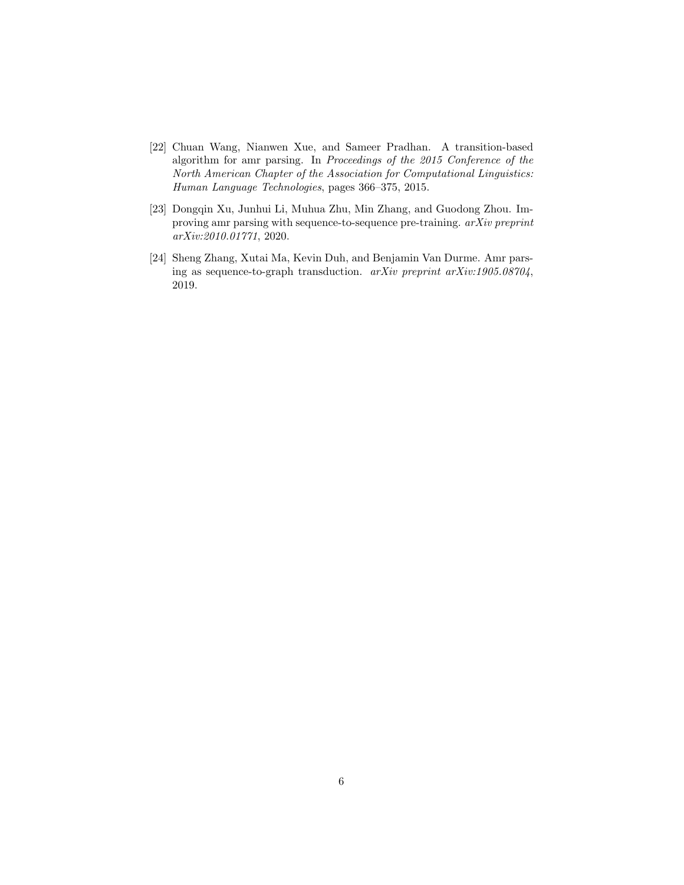[22] Chuan Wang, Nianwen Xue, and Sameer Pradhan. A transition-based algorithm for amr parsing. In *Proceedings of the 2015 Conference of the North American Chapter of the Association for Computational Linguistics: Human Language Technologies*, pages 366–375, 2015.

[23] Dongqin Xu, Junhui Li, Muhua Zhu, Min Zhang, and Guodong Zhou. Improving amr parsing with sequence-to-sequence pre-training. *arXiv preprint arXiv:2010.01771*, 2020.

[24] Sheng Zhang, Xutai Ma, Kevin Duh, and Benjamin Van Durme. Amr parsing as sequence-to-graph transduction. *arXiv preprint arXiv:1905.08704*, 2019.